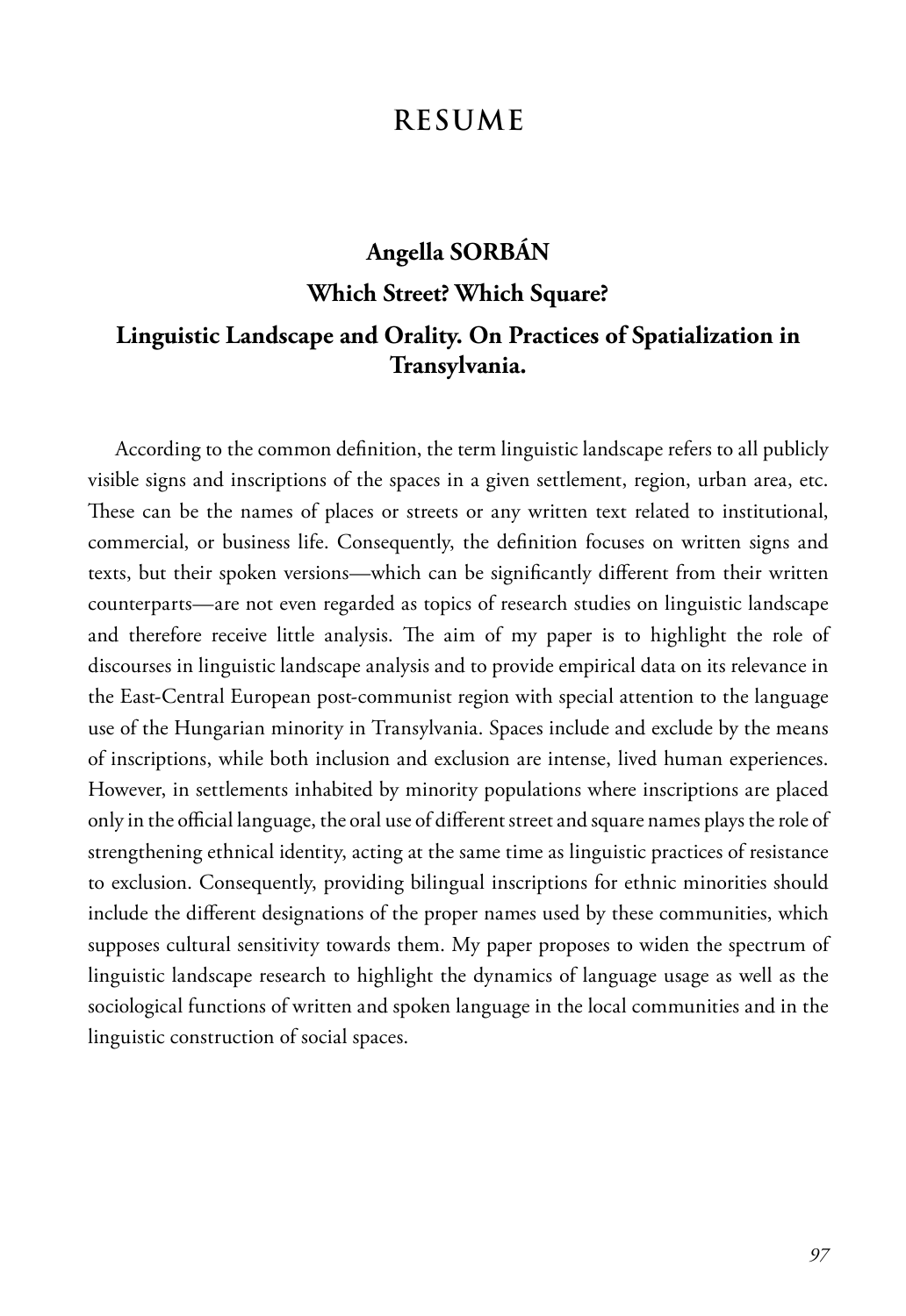# RESUME

## Angella SORBÁN

### Which Street? Which Square?

### Linguistic Landscape and Orality. On Practices of Spatialization in Transylvania.

According to the common definition, the term linguistic landscape refers to all publicly visible signs and inscriptions of the spaces in a given settlement, region, urban area, etc. These can be the names of places or streets or any written text related to institutional, commercial, or business life. Consequently, the definition focuses on written signs and texts, but their spoken versions—which can be significantly different from their written counterparts—are not even regarded as topics of research studies on linguistic landscape and therefore receive little analysis. The aim of my paper is to highlight the role of discourses in linguistic landscape analysis and to provide empirical data on its relevance in the East-Central European post-communist region with special attention to the language use of the Hungarian minority in Transylvania. Spaces include and exclude by the means of inscriptions, while both inclusion and exclusion are intense, lived human experiences. However, in settlements inhabited by minority populations where inscriptions are placed only in the official language, the oral use of different street and square names plays the role of strengthening ethnical identity, acting at the same time as linguistic practices of resistance to exclusion. Consequently, providing bilingual inscriptions for ethnic minorities should include the different designations of the proper names used by these communities, which supposes cultural sensitivity towards them. My paper proposes to widen the spectrum of linguistic landscape research to highlight the dynamics of language usage as well as the sociological functions of written and spoken language in the local communities and in the linguistic construction of social spaces.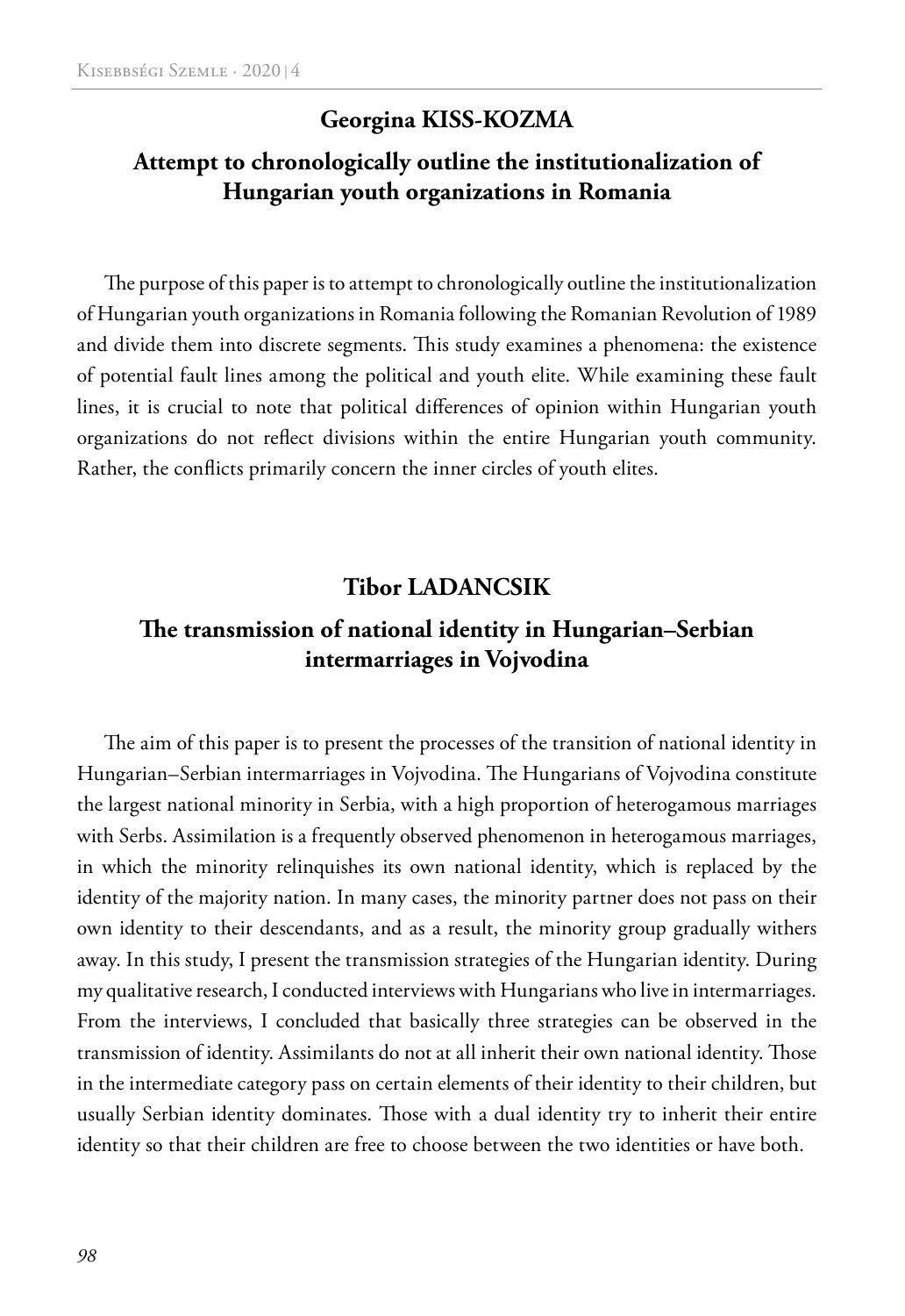## Georgina KISS-KOZMA

## Attempt to chronologically outline the institutionalization of Hungarian youth organizations in Romania

The purpose of this paper is to attempt to chronologically outline the institutionalization of Hungarian youth organizations in Romania following the Romanian Revolution of 1989 and divide them into discrete segments. This study examines a phenomena: the existence of potential fault lines among the political and youth elite. While examining these fault lines, it is crucial to note that political differences of opinion within Hungarian youth organizations do not reflect divisions within the entire Hungarian youth community. Rather, the conflicts primarily concern the inner circles of youth elites.

## Tibor LADANCSIK

## The transmission of national identity in Hungarian–Serbian intermarriages in Vojvodina

The aim of this paper is to present the processes of the transition of national identity in Hungarian–Serbian intermarriages in Vojvodina. The Hungarians of Vojvodina constitute the largest national minority in Serbia, with a high proportion of heterogamous marriages with Serbs. Assimilation is a frequently observed phenomenon in heterogamous marriages, in which the minority relinquishes its own national identity, which is replaced by the identity of the majority nation. In many cases, the minority partner does not pass on their own identity to their descendants, and as a result, the minority group gradually withers away. In this study, I present the transmission strategies of the Hungarian identity. During my qualitative research, I conducted interviews with Hungarians who live in intermarriages. From the interviews, I concluded that basically three strategies can be observed in the transmission of identity. Assimilants do not at all inherit their own national identity. Those in the intermediate category pass on certain elements of their identity to their children, but usually Serbian identity dominates. Those with a dual identity try to inherit their entire identity so that their children are free to choose between the two identities or have both.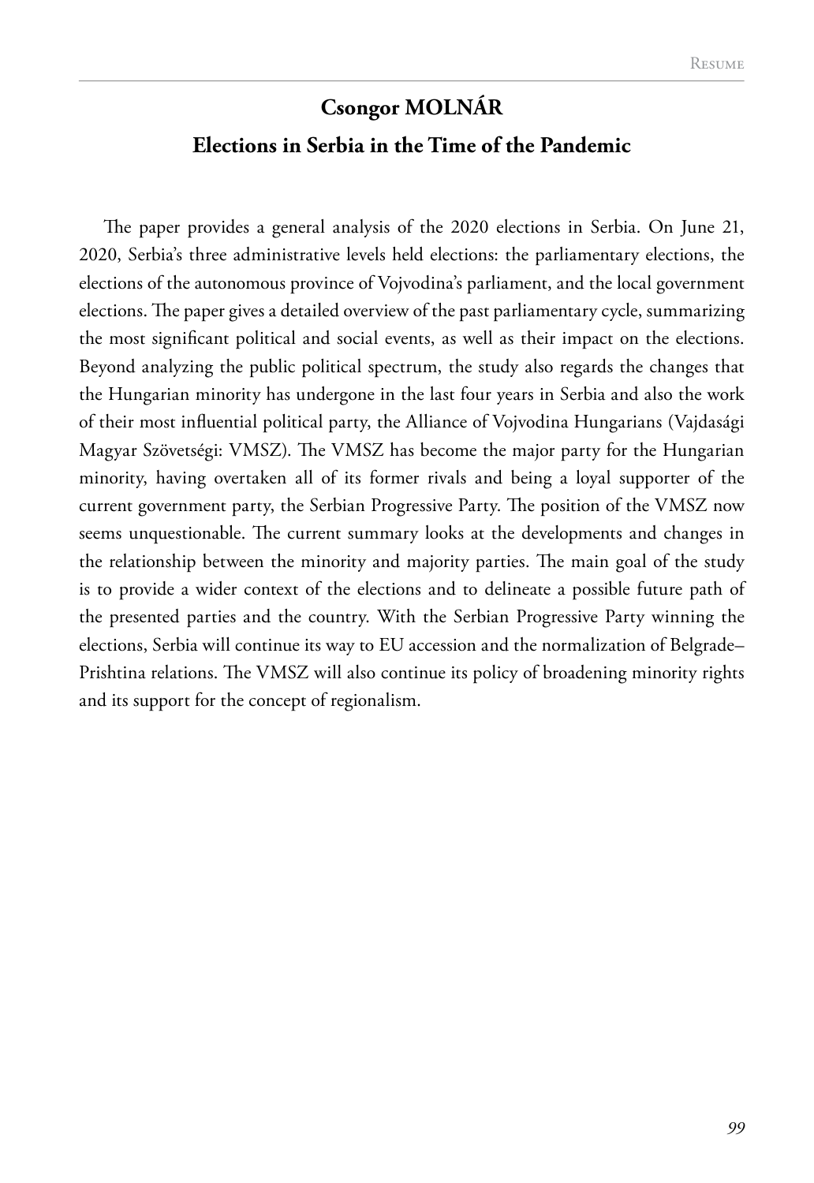## Csongor MOLNÁR

## Elections in Serbia in the Time of the Pandemic

The paper provides a general analysis of the 2020 elections in Serbia. On June 21, 2020, Serbia's three administrative levels held elections: the parliamentary elections, the elections of the autonomous province of Vojvodina's parliament, and the local government elections. The paper gives a detailed overview of the past parliamentary cycle, summarizing the most significant political and social events, as well as their impact on the elections. Beyond analyzing the public political spectrum, the study also regards the changes that the Hungarian minority has undergone in the last four years in Serbia and also the work of their most influential political party, the Alliance of Vojvodina Hungarians (Vajdasági Magyar Szövetségi: VMSZ). The VMSZ has become the major party for the Hungarian minority, having overtaken all of its former rivals and being a loyal supporter of the current government party, the Serbian Progressive Party. The position of the VMSZ now seems unquestionable. The current summary looks at the developments and changes in the relationship between the minority and majority parties. The main goal of the study is to provide a wider context of the elections and to delineate a possible future path of the presented parties and the country. With the Serbian Progressive Party winning the elections, Serbia will continue its way to EU accession and the normalization of Belgrade–Prishtina relations. The VMSZ will also continue its policy of broadening minority rights and its support for the concept of regionalism.